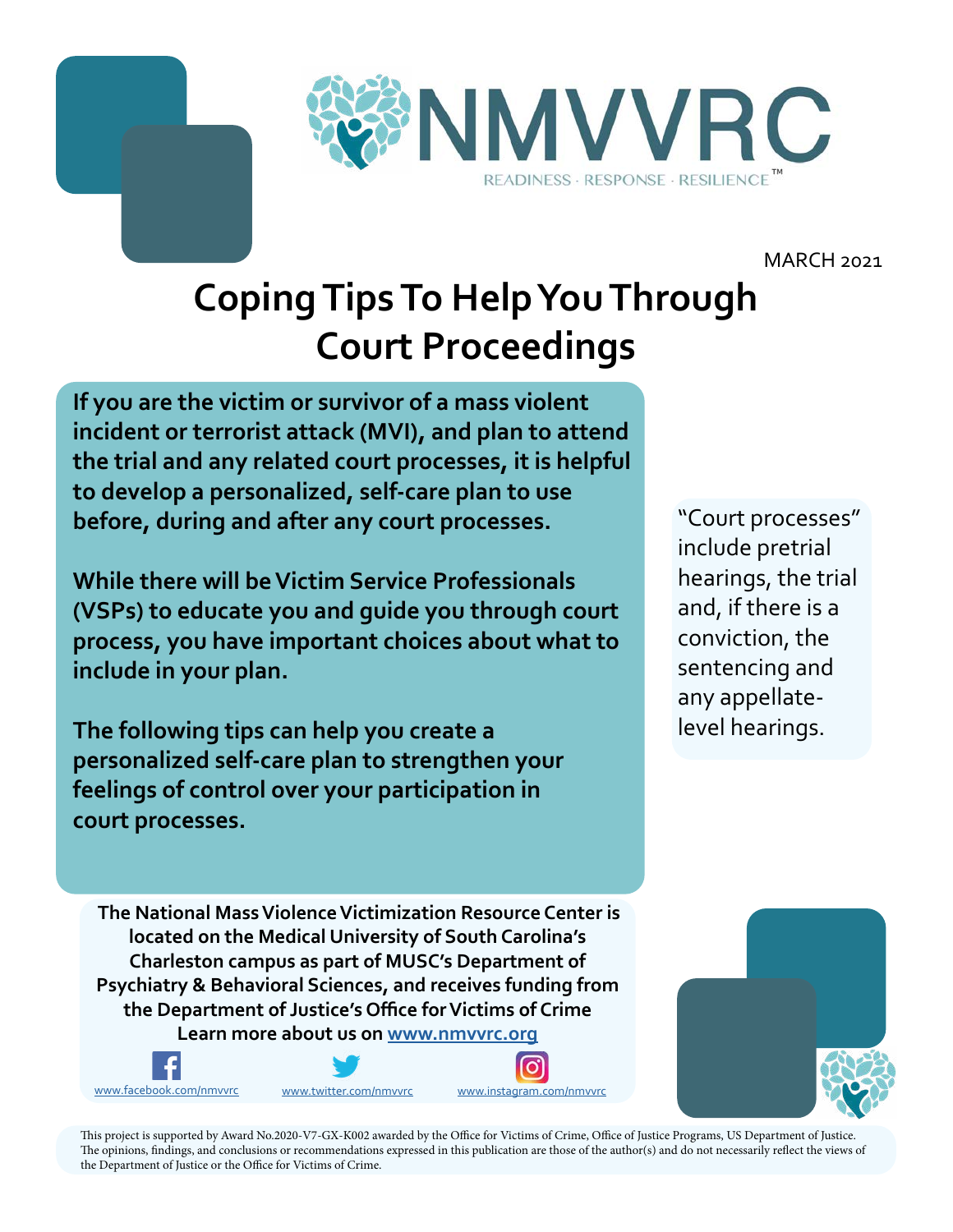NMVVRC

READINESS · RESPONSE · RESILIENCE™

MARCH 2021

# Coping Tips To Help You Through Court Proceedings

**If you are the victim or survivor of a mass violent incident or terrorist attack (MVI), and plan to attend the trial and any related court processes, it is helpful to develop a personalized, self-care plan to use before, during and after any court processes.**

**While there will be Victim Service Professionals (VSPs) to educate you and guide you through court process, you have important choices about what to include in your plan.**

**The following tips can help you create a personalized self-care plan to strengthen your feelings of control over your participation in court processes.**

"Court processes" include pretrial hearings, the trial and, if there is a conviction, the sentencing and any appellate-level hearings.

**The National Mass Violence Victimization Resource Center is located on the Medical University of South Carolina's Charleston campus as part of MUSC's Department of Psychiatry & Behavioral Sciences, and receives funding from the Department of Justice's Office for Victims of Crime**
**Learn more about us on [www.nmvvrc.org](www.nmvvrc.org)**

www.facebook.com/nmvvrc www.twitter.com/nmvvrc www.instagram.com/nmvvrc

This project is supported by Award No.2020-V7-GX-K002 awarded by the Office for Victims of Crime, Office of Justice Programs, US Department of Justice. The opinions, findings, and conclusions or recommendations expressed in this publication are those of the author(s) and do not necessarily reflect the views of the Department of Justice or the Office for Victims of Crime.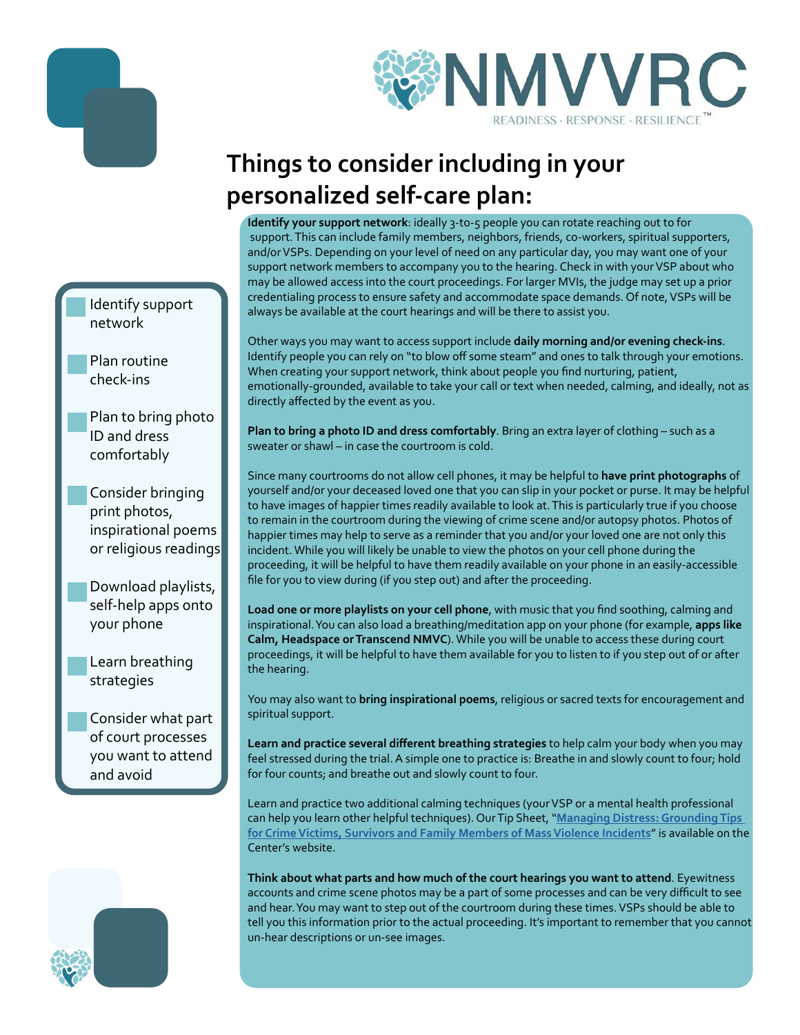NMVVRC

READINESS · RESPONSE · RESILIENCE™

# Things to consider including in your personalized self-care plan:

- Identify support network
- Plan routine check-ins
- Plan to bring photo ID and dress comfortably
- Consider bringing print photos, inspirational poems or religious readings
- Download playlists, self-help apps onto your phone
- Learn breathing strategies
- Consider what part of court processes you want to attend and avoid

**Identify your support network**: ideally 3-to-5 people you can rotate reaching out to for support. This can include family members, neighbors, friends, co-workers, spiritual supporters, and/or VSPs. Depending on your level of need on any particular day, you may want one of your support network members to accompany you to the hearing. Check in with your VSP about who may be allowed access into the court proceedings. For larger MVIs, the judge may set up a prior credentialing process to ensure safety and accommodate space demands. Of note, VSPs will be always be available at the court hearings and will be there to assist you.

Other ways you may want to access support include **daily morning and/or evening check-ins**. Identify people you can rely on "to blow off some steam" and ones to talk through your emotions. When creating your support network, think about people you find nurturing, patient, emotionally-grounded, available to take your call or text when needed, calming, and ideally, not as directly affected by the event as you.

**Plan to bring a photo ID and dress comfortably**. Bring an extra layer of clothing – such as a sweater or shawl – in case the courtroom is cold.

Since many courtrooms do not allow cell phones, it may be helpful to **have print photographs** of yourself and/or your deceased loved one that you can slip in your pocket or purse. It may be helpful to have images of happier times readily available to look at. This is particularly true if you choose to remain in the courtroom during the viewing of crime scene and/or autopsy photos. Photos of happier times may help to serve as a reminder that you and/or your loved one are not only this incident. While you will likely be unable to view the photos on your cell phone during the proceeding, it will be helpful to have them readily available on your phone in an easily-accessible file for you to view during (if you step out) and after the proceeding.

**Load one or more playlists on your cell phone**, with music that you find soothing, calming and inspirational. You can also load a breathing/meditation app on your phone (for example, **apps like Calm, Headspace or Transcend NMVC**). While you will be unable to access these during court proceedings, it will be helpful to have them available for you to listen to if you step out of or after the hearing.

You may also want to **bring inspirational poems**, religious or sacred texts for encouragement and spiritual support.

**Learn and practice several different breathing strategies** to help calm your body when you may feel stressed during the trial. A simple one to practice is: Breathe in and slowly count to four; hold for four counts; and breathe out and slowly count to four.

Learn and practice two additional calming techniques (your VSP or a mental health professional can help you learn other helpful techniques). Our Tip Sheet, "[Managing Distress: Grounding Tips for Crime Victims, Survivors and Family Members of Mass Violence Incidents]" is available on the Center's website.

**Think about what parts and how much of the court hearings you want to attend**. Eyewitness accounts and crime scene photos may be a part of some processes and can be very difficult to see and hear. You may want to step out of the courtroom during these times. VSPs should be able to tell you this information prior to the actual proceeding. It's important to remember that you cannot un-hear descriptions or un-see images.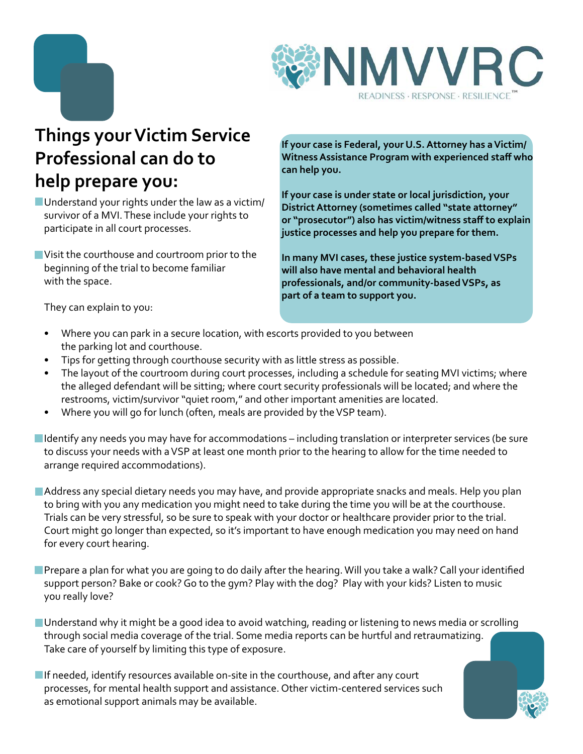NMVVRC

READINESS · RESPONSE · RESILIENCE™

## Things your Victim Service Professional can do to help prepare you:

**If your case is Federal, your U.S. Attorney has a Victim/Witness Assistance Program with experienced staff who can help you.**

**If your case is under state or local jurisdiction, your District Attorney (sometimes called "state attorney" or "prosecutor") also has victim/witness staff to explain justice processes and help you prepare for them.**

**In many MVI cases, these justice system-based VSPs will also have mental and behavioral health professionals, and/or community-based VSPs, as part of a team to support you.**

- Understand your rights under the law as a victim/survivor of a MVI. These include your rights to participate in all court processes.

- Visit the courthouse and courtroom prior to the beginning of the trial to become familiar with the space.

  They can explain to you:

  - Where you can park in a secure location, with escorts provided to you between the parking lot and courthouse.
  - Tips for getting through courthouse security with as little stress as possible.
  - The layout of the courtroom during court processes, including a schedule for seating MVI victims; where the alleged defendant will be sitting; where court security professionals will be located; and where the restrooms, victim/survivor "quiet room," and other important amenities are located.
  - Where you will go for lunch (often, meals are provided by the VSP team).

- Identify any needs you may have for accommodations – including translation or interpreter services (be sure to discuss your needs with a VSP at least one month prior to the hearing to allow for the time needed to arrange required accommodations).

- Address any special dietary needs you may have, and provide appropriate snacks and meals. Help you plan to bring with you any medication you might need to take during the time you will be at the courthouse. Trials can be very stressful, so be sure to speak with your doctor or healthcare provider prior to the trial. Court might go longer than expected, so it's important to have enough medication you may need on hand for every court hearing.

- Prepare a plan for what you are going to do daily after the hearing. Will you take a walk? Call your identified support person? Bake or cook? Go to the gym? Play with the dog? Play with your kids? Listen to music you really love?

- Understand why it might be a good idea to avoid watching, reading or listening to news media or scrolling through social media coverage of the trial. Some media reports can be hurtful and retraumatizing. Take care of yourself by limiting this type of exposure.

- If needed, identify resources available on-site in the courthouse, and after any court processes, for mental health support and assistance. Other victim-centered services such as emotional support animals may be available.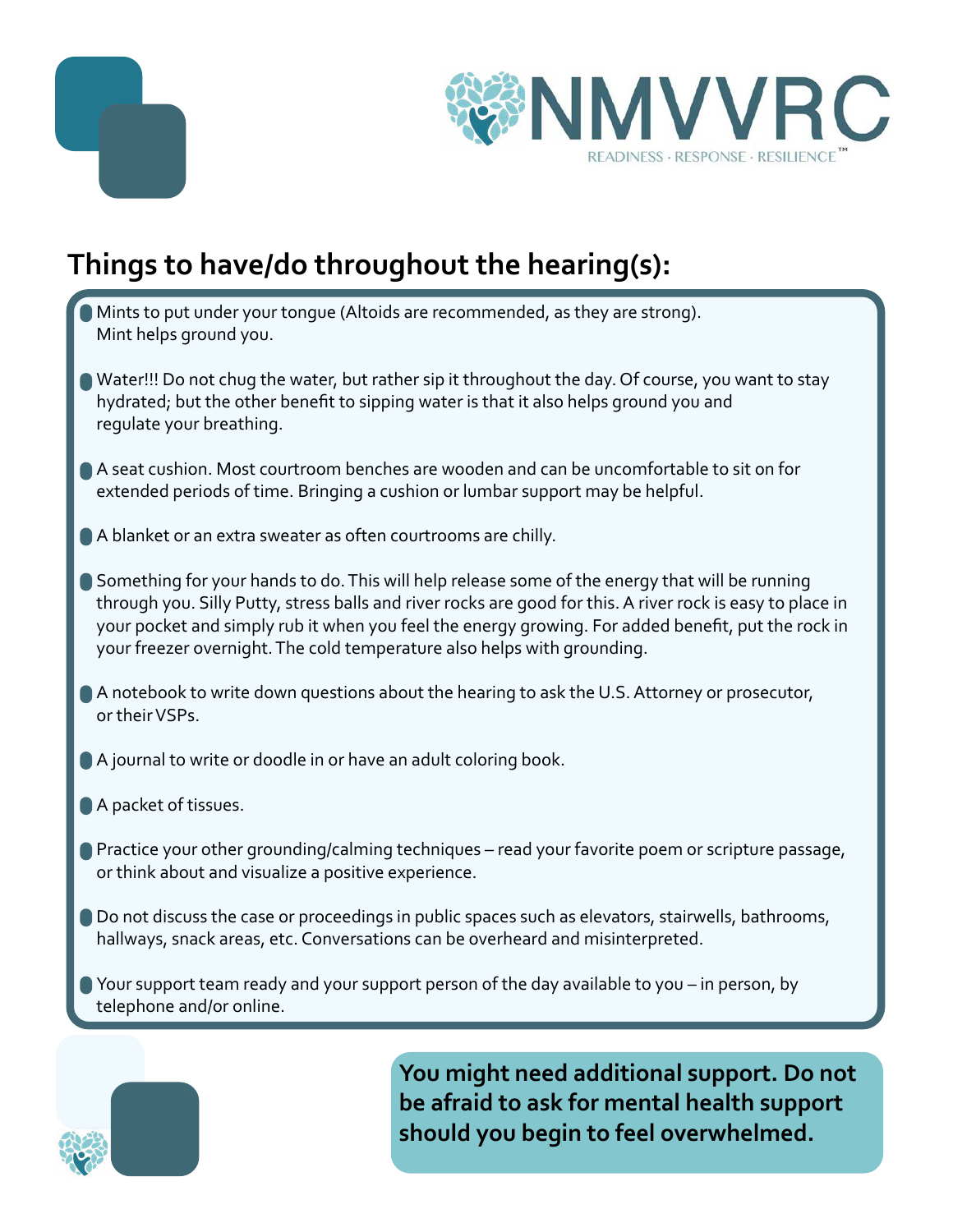## Things to have/do throughout the hearing(s):

- Mints to put under your tongue (Altoids are recommended, as they are strong). Mint helps ground you.
- Water!!! Do not chug the water, but rather sip it throughout the day. Of course, you want to stay hydrated; but the other benefit to sipping water is that it also helps ground you and regulate your breathing.
- A seat cushion. Most courtroom benches are wooden and can be uncomfortable to sit on for extended periods of time. Bringing a cushion or lumbar support may be helpful.
- A blanket or an extra sweater as often courtrooms are chilly.
- Something for your hands to do. This will help release some of the energy that will be running through you. Silly Putty, stress balls and river rocks are good for this. A river rock is easy to place in your pocket and simply rub it when you feel the energy growing. For added benefit, put the rock in your freezer overnight. The cold temperature also helps with grounding.
- A notebook to write down questions about the hearing to ask the U.S. Attorney or prosecutor, or their VSPs.
- A journal to write or doodle in or have an adult coloring book.
- A packet of tissues.
- Practice your other grounding/calming techniques – read your favorite poem or scripture passage, or think about and visualize a positive experience.
- Do not discuss the case or proceedings in public spaces such as elevators, stairwells, bathrooms, hallways, snack areas, etc. Conversations can be overheard and misinterpreted.
- Your support team ready and your support person of the day available to you – in person, by telephone and/or online.

**You might need additional support. Do not be afraid to ask for mental health support should you begin to feel overwhelmed.**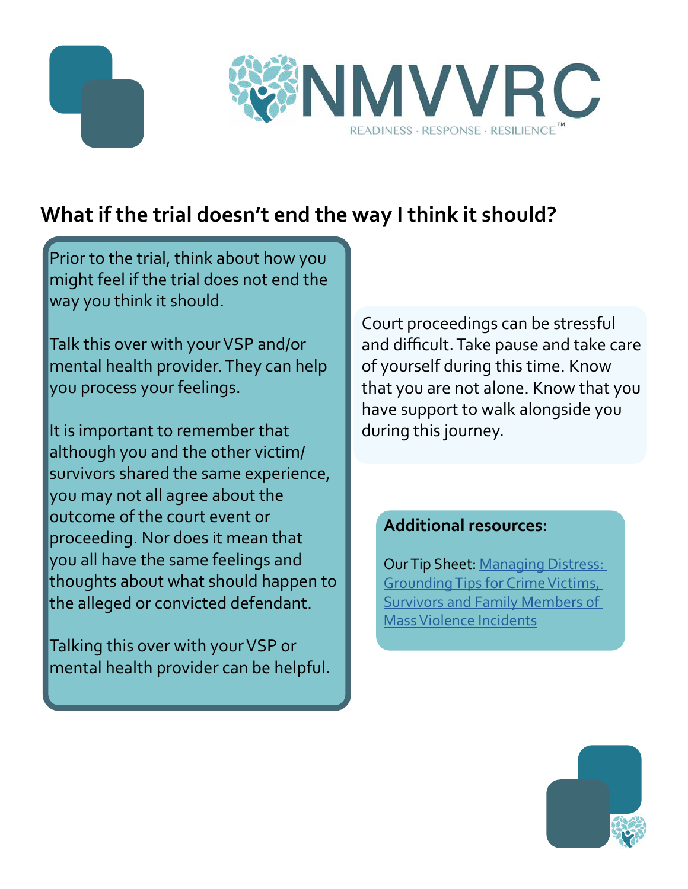NMVVRC

READINESS · RESPONSE · RESILIENCE™

## What if the trial doesn't end the way I think it should?

Prior to the trial, think about how you might feel if the trial does not end the way you think it should.

Talk this over with your VSP and/or mental health provider. They can help you process your feelings.

It is important to remember that although you and the other victim/survivors shared the same experience, you may not all agree about the outcome of the court event or proceeding. Nor does it mean that you all have the same feelings and thoughts about what should happen to the alleged or convicted defendant.

Talking this over with your VSP or mental health provider can be helpful.

Court proceedings can be stressful and difficult. Take pause and take care of yourself during this time. Know that you are not alone. Know that you have support to walk alongside you during this journey.

**Additional resources:**

Our Tip Sheet: Managing Distress: Grounding Tips for Crime Victims, Survivors and Family Members of Mass Violence Incidents